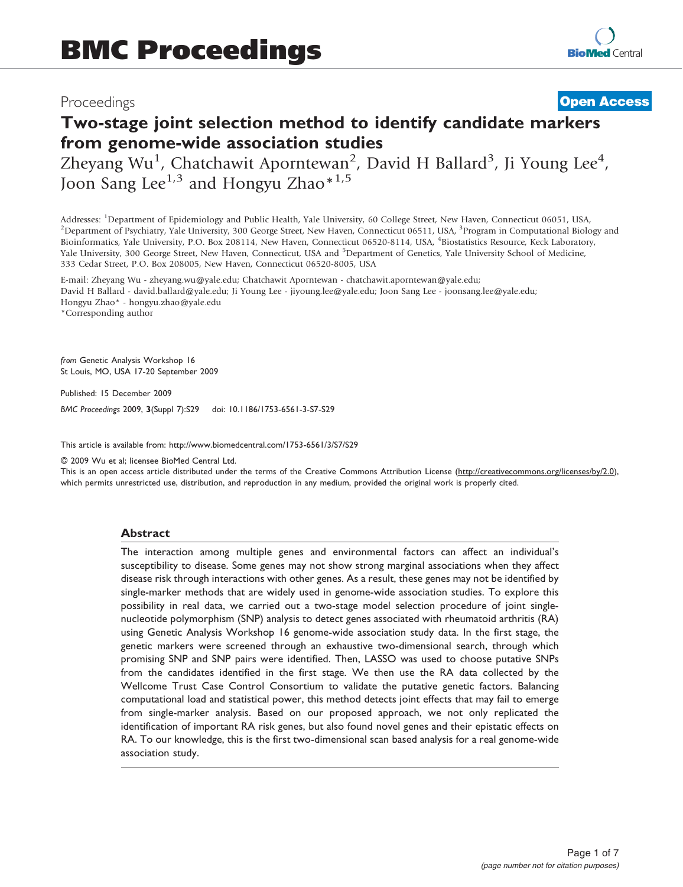Proceedings **Open Access**

# Two-stage joint selection method to identify candidate markers from genome-wide association studies

Zheyang Wu[1], Chatchawit Aporntewan[2], David H Ballard[3], Ji Young Lee[4], Joon Sang Lee[1,3] and Hongyu Zhao*[1,5]

Addresses: [1]Department of Epidemiology and Public Health, Yale University, 60 College Street, New Haven, Connecticut 06051, USA, [2]Department of Psychiatry, Yale University, 300 George Street, New Haven, Connecticut 06511, USA, [3]Program in Computational Biology and Bioinformatics, Yale University, P.O. Box 208114, New Haven, Connecticut 06520-8114, USA, [4]Biostatistics Resource, Keck Laboratory, Yale University, 300 George Street, New Haven, Connecticut, USA and [5]Department of Genetics, Yale University School of Medicine, 333 Cedar Street, P.O. Box 208005, New Haven, Connecticut 06520-8005, USA

E-mail: Zheyang Wu - zheyang.wu@yale.edu; Chatchawit Aporntewan - chatchawit.aporntewan@yale.edu;
David H Ballard - david.ballard@yale.edu; Ji Young Lee - jiyoung.lee@yale.edu; Joon Sang Lee - joonsang.lee@yale.edu;
Hongyu Zhao* - hongyu.zhao@yale.edu
*Corresponding author

*from* Genetic Analysis Workshop 16
St Louis, MO, USA 17-20 September 2009

Published: 15 December 2009

*BMC Proceedings* 2009, **3**(Suppl 7):S29 doi: 10.1186/1753-6561-3-S7-S29

This article is available from: http://www.biomedcentral.com/1753-6561/3/S7/S29

© 2009 Wu et al; licensee BioMed Central Ltd.
This is an open access article distributed under the terms of the Creative Commons Attribution License (http://creativecommons.org/licenses/by/2.0), which permits unrestricted use, distribution, and reproduction in any medium, provided the original work is properly cited.

## Abstract

The interaction among multiple genes and environmental factors can affect an individual's susceptibility to disease. Some genes may not show strong marginal associations when they affect disease risk through interactions with other genes. As a result, these genes may not be identified by single-marker methods that are widely used in genome-wide association studies. To explore this possibility in real data, we carried out a two-stage model selection procedure of joint single-nucleotide polymorphism (SNP) analysis to detect genes associated with rheumatoid arthritis (RA) using Genetic Analysis Workshop 16 genome-wide association study data. In the first stage, the genetic markers were screened through an exhaustive two-dimensional search, through which promising SNP and SNP pairs were identified. Then, LASSO was used to choose putative SNPs from the candidates identified in the first stage. We then use the RA data collected by the Wellcome Trust Case Control Consortium to validate the putative genetic factors. Balancing computational load and statistical power, this method detects joint effects that may fail to emerge from single-marker analysis. Based on our proposed approach, we not only replicated the identification of important RA risk genes, but also found novel genes and their epistatic effects on RA. To our knowledge, this is the first two-dimensional scan based analysis for a real genome-wide association study.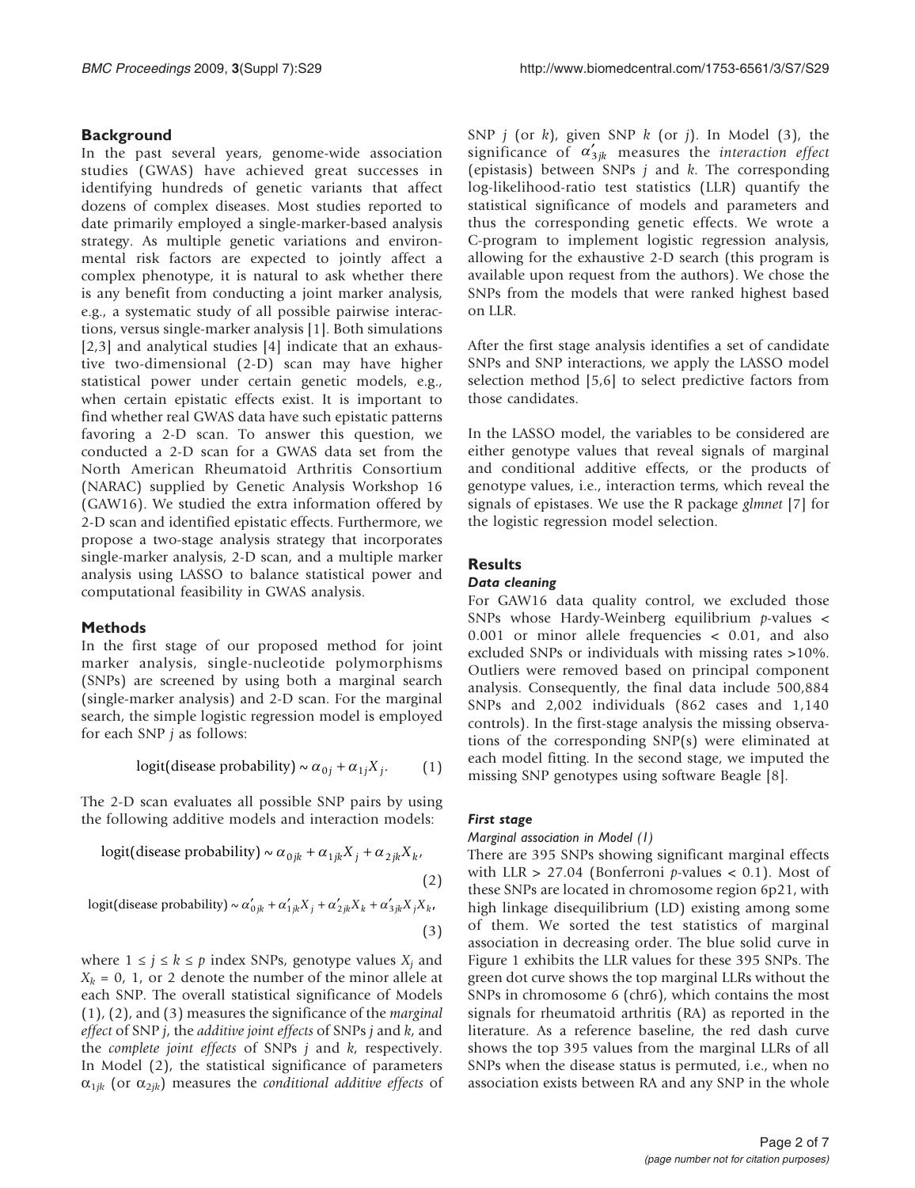## Background

In the past several years, genome-wide association studies (GWAS) have achieved great successes in identifying hundreds of genetic variants that affect dozens of complex diseases. Most studies reported to date primarily employed a single-marker-based analysis strategy. As multiple genetic variations and environmental risk factors are expected to jointly affect a complex phenotype, it is natural to ask whether there is any benefit from conducting a joint marker analysis, e.g., a systematic study of all possible pairwise interactions, versus single-marker analysis [1]. Both simulations [2,3] and analytical studies [4] indicate that an exhaustive two-dimensional (2-D) scan may have higher statistical power under certain genetic models, e.g., when certain epistatic effects exist. It is important to find whether real GWAS data have such epistatic patterns favoring a 2-D scan. To answer this question, we conducted a 2-D scan for a GWAS data set from the North American Rheumatoid Arthritis Consortium (NARAC) supplied by Genetic Analysis Workshop 16 (GAW16). We studied the extra information offered by 2-D scan and identified epistatic effects. Furthermore, we propose a two-stage analysis strategy that incorporates single-marker analysis, 2-D scan, and a multiple marker analysis using LASSO to balance statistical power and computational feasibility in GWAS analysis.

## Methods

In the first stage of our proposed method for joint marker analysis, single-nucleotide polymorphisms (SNPs) are screened by using both a marginal search (single-marker analysis) and 2-D scan. For the marginal search, the simple logistic regression model is employed for each SNP $j$ as follows:

$$\text{logit(disease probability)} \sim \alpha_{0j} + \alpha_{1j} X_j. \qquad (1)$$

The 2-D scan evaluates all possible SNP pairs by using the following additive models and interaction models:

$$\text{logit(disease probability)} \sim \alpha_{0jk} + \alpha_{1jk} X_j + \alpha_{2jk} X_k, \qquad (2)$$

$$\text{logit(disease probability)} \sim \alpha'_{0jk} + \alpha'_{1jk} X_j + \alpha'_{2jk} X_k + \alpha'_{3jk} X_j X_k, \qquad (3)$$

where $1 \leq j \leq k \leq p$ index SNPs, genotype values $X_j$ and $X_k$ = 0, 1, or 2 denote the number of the minor allele at each SNP. The overall statistical significance of Models (1), (2), and (3) measures the significance of the *marginal effect* of SNP $j$, the *additive joint effects* of SNPs $j$ and $k$, and the *complete joint effects* of SNPs $j$ and $k$, respectively. In Model (2), the statistical significance of parameters $\alpha_{1jk}$ (or $\alpha_{2jk}$) measures the *conditional additive effects* of SNP $j$ (or $k$), given SNP $k$ (or $j$). In Model (3), the significance of $\alpha'_{3jk}$ measures the *interaction effect* (epistasis) between SNPs $j$ and $k$. The corresponding log-likelihood-ratio test statistics (LLR) quantify the statistical significance of models and parameters and thus the corresponding genetic effects. We wrote a C-program to implement logistic regression analysis, allowing for the exhaustive 2-D search (this program is available upon request from the authors). We chose the SNPs from the models that were ranked highest based on LLR.

After the first stage analysis identifies a set of candidate SNPs and SNP interactions, we apply the LASSO model selection method [5,6] to select predictive factors from those candidates.

In the LASSO model, the variables to be considered are either genotype values that reveal signals of marginal and conditional additive effects, or the products of genotype values, i.e., interaction terms, which reveal the signals of epistases. We use the R package *glmnet* [7] for the logistic regression model selection.

## Results

### Data cleaning

For GAW16 data quality control, we excluded those SNPs whose Hardy-Weinberg equilibrium $p$-values < 0.001 or minor allele frequencies < 0.01, and also excluded SNPs or individuals with missing rates >10%. Outliers were removed based on principal component analysis. Consequently, the final data include 500,884 SNPs and 2,002 individuals (862 cases and 1,140 controls). In the first-stage analysis the missing observations of the corresponding SNP(s) were eliminated at each model fitting. In the second stage, we imputed the missing SNP genotypes using software Beagle [8].

### First stage

#### Marginal association in Model (1)

There are 395 SNPs showing significant marginal effects with LLR > 27.04 (Bonferroni $p$-values < 0.1). Most of these SNPs are located in chromosome region 6p21, with high linkage disequilibrium (LD) existing among some of them. We sorted the test statistics of marginal association in decreasing order. The blue solid curve in Figure 1 exhibits the LLR values for these 395 SNPs. The green dot curve shows the top marginal LLRs without the SNPs in chromosome 6 (chr6), which contains the most signals for rheumatoid arthritis (RA) as reported in the literature. As a reference baseline, the red dash curve shows the top 395 values from the marginal LLRs of all SNPs when the disease status is permuted, i.e., when no association exists between RA and any SNP in the whole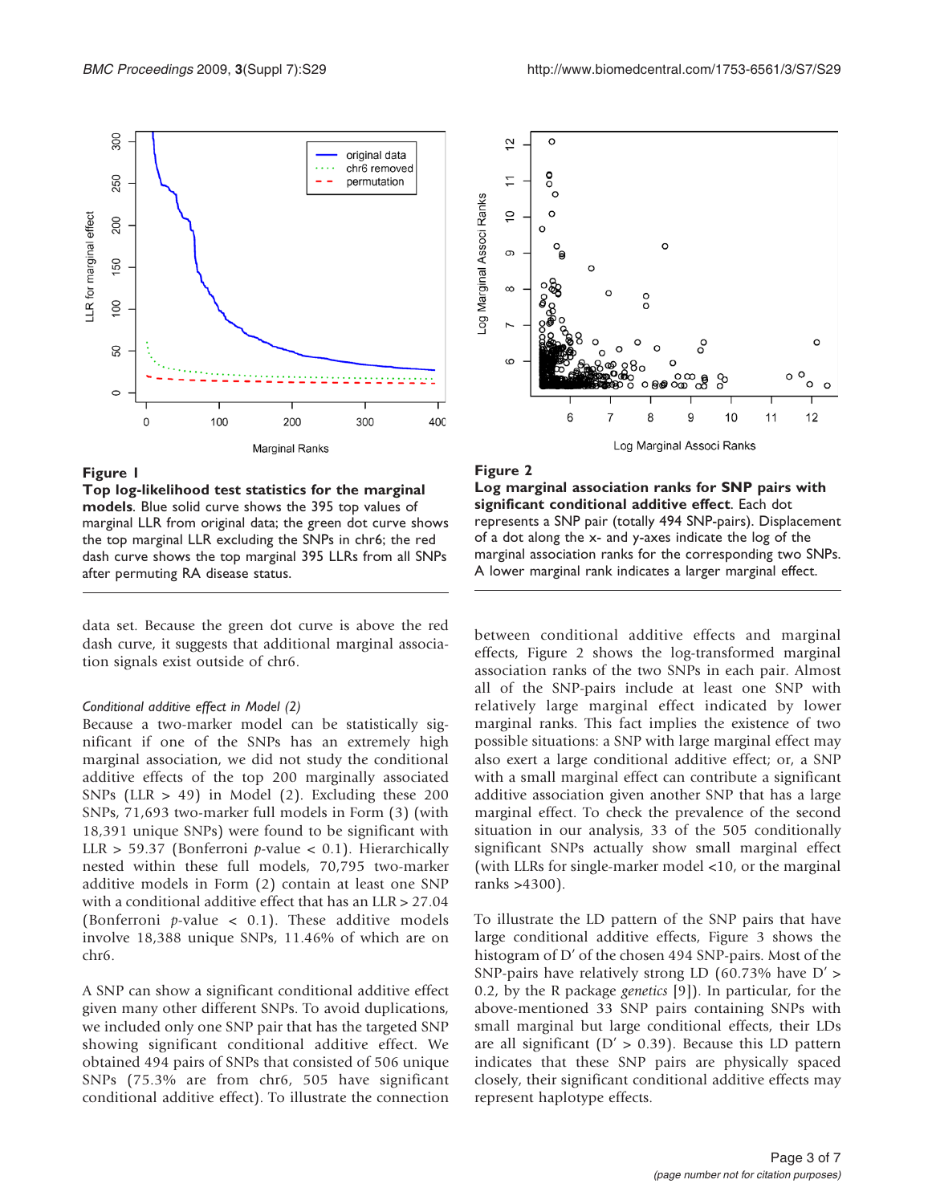**Figure 1**

**Top log-likelihood test statistics for the marginal models.** Blue solid curve shows the 395 top values of marginal LLR from original data; the green dot curve shows the top marginal LLR excluding the SNPs in chr6; the red dash curve shows the top marginal 395 LLRs from all SNPs after permuting RA disease status.

**Figure 2**

**Log marginal association ranks for SNP pairs with significant conditional additive effect.** Each dot represents a SNP pair (totally 494 SNP-pairs). Displacement of a dot along the x- and y-axes indicate the log of the marginal association ranks for the corresponding two SNPs. A lower marginal rank indicates a larger marginal effect.

data set. Because the green dot curve is above the red dash curve, it suggests that additional marginal association signals exist outside of chr6.

*Conditional additive effect in Model (2)*

Because a two-marker model can be statistically significant if one of the SNPs has an extremely high marginal association, we did not study the conditional additive effects of the top 200 marginally associated SNPs (LLR > 49) in Model (2). Excluding these 200 SNPs, 71,693 two-marker full models in Form (3) (with 18,391 unique SNPs) were found to be significant with LLR > 59.37 (Bonferroni *p*-value < 0.1). Hierarchically nested within these full models, 70,795 two-marker additive models in Form (2) contain at least one SNP with a conditional additive effect that has an LLR > 27.04 (Bonferroni *p*-value < 0.1). These additive models involve 18,388 unique SNPs, 11.46% of which are on chr6.

A SNP can show a significant conditional additive effect given many other different SNPs. To avoid duplications, we included only one SNP pair that has the targeted SNP showing significant conditional additive effect. We obtained 494 pairs of SNPs that consisted of 506 unique SNPs (75.3% are from chr6, 505 have significant conditional additive effect). To illustrate the connection between conditional additive effects and marginal effects, Figure 2 shows the log-transformed marginal association ranks of the two SNPs in each pair. Almost all of the SNP-pairs include at least one SNP with relatively large marginal effect indicated by lower marginal ranks. This fact implies the existence of two possible situations: a SNP with large marginal effect may also exert a large conditional additive effect; or, a SNP with a small marginal effect can contribute a significant additive association given another SNP that has a large marginal effect. To check the prevalence of the second situation in our analysis, 33 of the 505 conditionally significant SNPs actually show small marginal effect (with LLRs for single-marker model <10, or the marginal ranks >4300).

To illustrate the LD pattern of the SNP pairs that have large conditional additive effects, Figure 3 shows the histogram of D′ of the chosen 494 SNP-pairs. Most of the SNP-pairs have relatively strong LD (60.73% have D′ > 0.2, by the R package *genetics* [9]). In particular, for the above-mentioned 33 SNP pairs containing SNPs with small marginal but large conditional effects, their LDs are all significant (D′ > 0.39). Because this LD pattern indicates that these SNP pairs are physically spaced closely, their significant conditional additive effects may represent haplotype effects.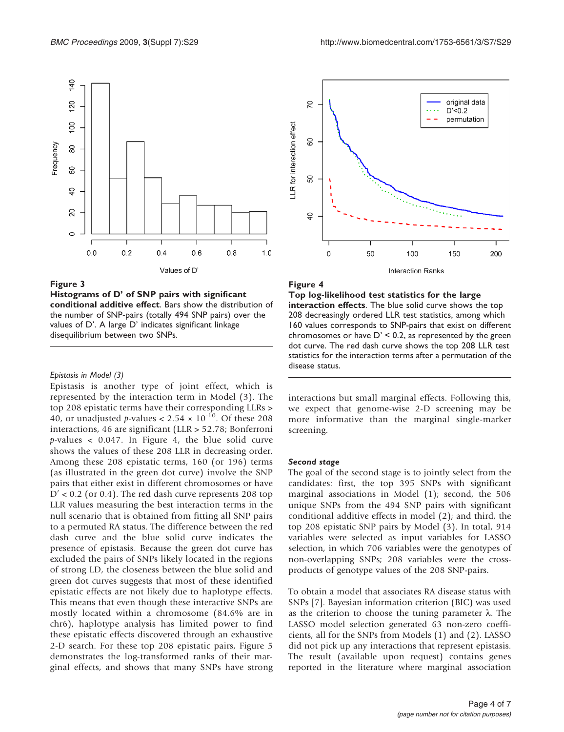**Figure 3**

**Histograms of D' of SNP pairs with significant conditional additive effect**. Bars show the distribution of the number of SNP-pairs (totally 494 SNP pairs) over the values of D'. A large D' indicates significant linkage disequilibrium between two SNPs.

**Figure 4**

**Top log-likelihood test statistics for the large interaction effects**. The blue solid curve shows the top 208 decreasingly ordered LLR test statistics, among which 160 values corresponds to SNP-pairs that exist on different chromosomes or have D' < 0.2, as represented by the green dot curve. The red dash curve shows the top 208 LLR test statistics for the interaction terms after a permutation of the disease status.

*Epistasis in Model (3)*

Epistasis is another type of joint effect, which is represented by the interaction term in Model (3). The top 208 epistatic terms have their corresponding LLRs > 40, or unadjusted $p$-values < $2.54 \times 10^{-10}$. Of these 208 interactions, 46 are significant (LLR > 52.78; Bonferroni $p$-values < 0.047. In Figure 4, the blue solid curve shows the values of these 208 LLR in decreasing order. Among these 208 epistatic terms, 160 (or 196) terms (as illustrated in the green dot curve) involve the SNP pairs that either exist in different chromosomes or have D' < 0.2 (or 0.4). The red dash curve represents 208 top LLR values measuring the best interaction terms in the null scenario that is obtained from fitting all SNP pairs to a permuted RA status. The difference between the red dash curve and the blue solid curve indicates the presence of epistasis. Because the green dot curve has excluded the pairs of SNPs likely located in the regions of strong LD, the closeness between the blue solid and green dot curves suggests that most of these identified epistatic effects are not likely due to haplotype effects. This means that even though these interactive SNPs are mostly located within a chromosome (84.6% are in chr6), haplotype analysis has limited power to find these epistatic effects discovered through an exhaustive 2-D search. For these top 208 epistatic pairs, Figure 5 demonstrates the log-transformed ranks of their marginal effects, and shows that many SNPs have strong interactions but small marginal effects. Following this, we expect that genome-wise 2-D screening may be more informative than the marginal single-marker screening.

***Second stage***

The goal of the second stage is to jointly select from the candidates: first, the top 395 SNPs with significant marginal associations in Model (1); second, the 506 unique SNPs from the 494 SNP pairs with significant conditional additive effects in model (2); and third, the top 208 epistatic SNP pairs by Model (3). In total, 914 variables were selected as input variables for LASSO selection, in which 706 variables were the genotypes of non-overlapping SNPs; 208 variables were the cross-products of genotype values of the 208 SNP-pairs.

To obtain a model that associates RA disease status with SNPs [7]. Bayesian information criterion (BIC) was used as the criterion to choose the tuning parameter λ. The LASSO model selection generated 63 non-zero coefficients, all for the SNPs from Models (1) and (2). LASSO did not pick up any interactions that represent epistasis. The result (available upon request) contains genes reported in the literature where marginal association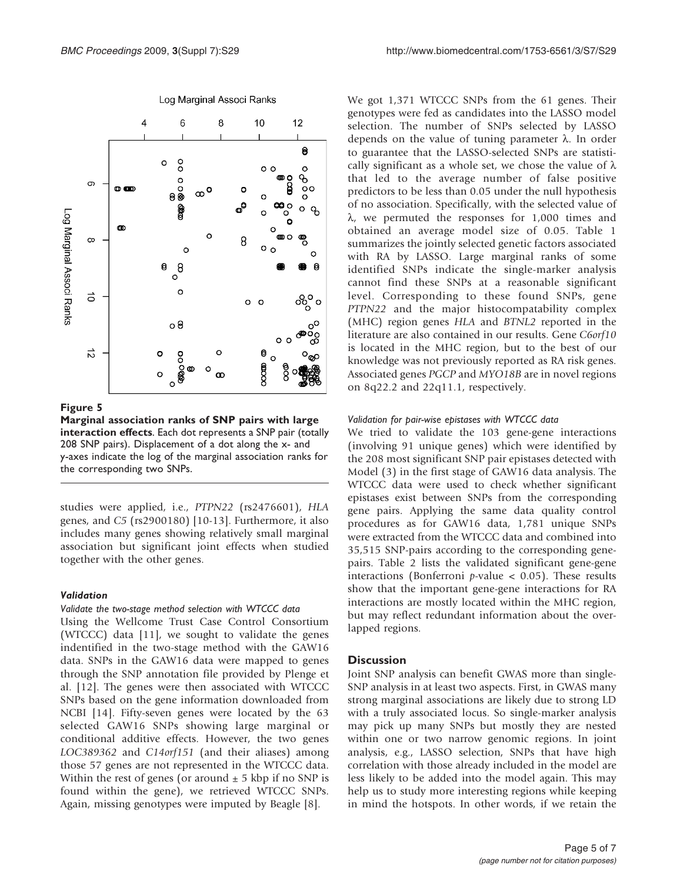**Figure 5**

**Marginal association ranks of SNP pairs with large interaction effects**. Each dot represents a SNP pair (totally 208 SNP pairs). Displacement of a dot along the x- and y-axes indicate the log of the marginal association ranks for the corresponding two SNPs.

studies were applied, i.e., *PTPN22* (rs2476601), *HLA* genes, and *C5* (rs2900180) [10-13]. Furthermore, it also includes many genes showing relatively small marginal association but significant joint effects when studied together with the other genes.

### *Validation*

*Validate the two-stage method selection with WTCCC data*

Using the Wellcome Trust Case Control Consortium (WTCCC) data [11], we sought to validate the genes indentified in the two-stage method with the GAW16 data. SNPs in the GAW16 data were mapped to genes through the SNP annotation file provided by Plenge et al. [12]. The genes were then associated with WTCCC SNPs based on the gene information downloaded from NCBI [14]. Fifty-seven genes were located by the 63 selected GAW16 SNPs showing large marginal or conditional additive effects. However, the two genes *LOC389362* and *C14orf151* (and their aliases) among those 57 genes are not represented in the WTCCC data. Within the rest of genes (or around ± 5 kbp if no SNP is found within the gene), we retrieved WTCCC SNPs. Again, missing genotypes were imputed by Beagle [8].

We got 1,371 WTCCC SNPs from the 61 genes. Their genotypes were fed as candidates into the LASSO model selection. The number of SNPs selected by LASSO depends on the value of tuning parameter $\lambda$. In order to guarantee that the LASSO-selected SNPs are statistically significant as a whole set, we chose the value of $\lambda$ that led to the average number of false positive predictors to be less than 0.05 under the null hypothesis of no association. Specifically, with the selected value of $\lambda$, we permuted the responses for 1,000 times and obtained an average model size of 0.05. Table 1 summarizes the jointly selected genetic factors associated with RA by LASSO. Large marginal ranks of some identified SNPs indicate the single-marker analysis cannot find these SNPs at a reasonable significant level. Corresponding to these found SNPs, gene *PTPN22* and the major histocompatability complex (MHC) region genes *HLA* and *BTNL2* reported in the literature are also contained in our results. Gene *C6orf10* is located in the MHC region, but to the best of our knowledge was not previously reported as RA risk genes. Associated genes *PGCP* and *MYO18B* are in novel regions on 8q22.2 and 22q11.1, respectively.

*Validation for pair-wise epistases with WTCCC data*

We tried to validate the 103 gene-gene interactions (involving 91 unique genes) which were identified by the 208 most significant SNP pair epistases detected with Model (3) in the first stage of GAW16 data analysis. The WTCCC data were used to check whether significant epistases exist between SNPs from the corresponding gene pairs. Applying the same data quality control procedures as for GAW16 data, 1,781 unique SNPs were extracted from the WTCCC data and combined into 35,515 SNP-pairs according to the corresponding gene-pairs. Table 2 lists the validated significant gene-gene interactions (Bonferroni $p$-value $< 0.05$). These results show that the important gene-gene interactions for RA interactions are mostly located within the MHC region, but may reflect redundant information about the overlapped regions.

## Discussion

Joint SNP analysis can benefit GWAS more than single-SNP analysis in at least two aspects. First, in GWAS many strong marginal associations are likely due to strong LD with a truly associated locus. So single-marker analysis may pick up many SNPs but mostly they are nested within one or two narrow genomic regions. In joint analysis, e.g., LASSO selection, SNPs that have high correlation with those already included in the model are less likely to be added into the model again. This may help us to study more interesting regions while keeping in mind the hotspots. In other words, if we retain the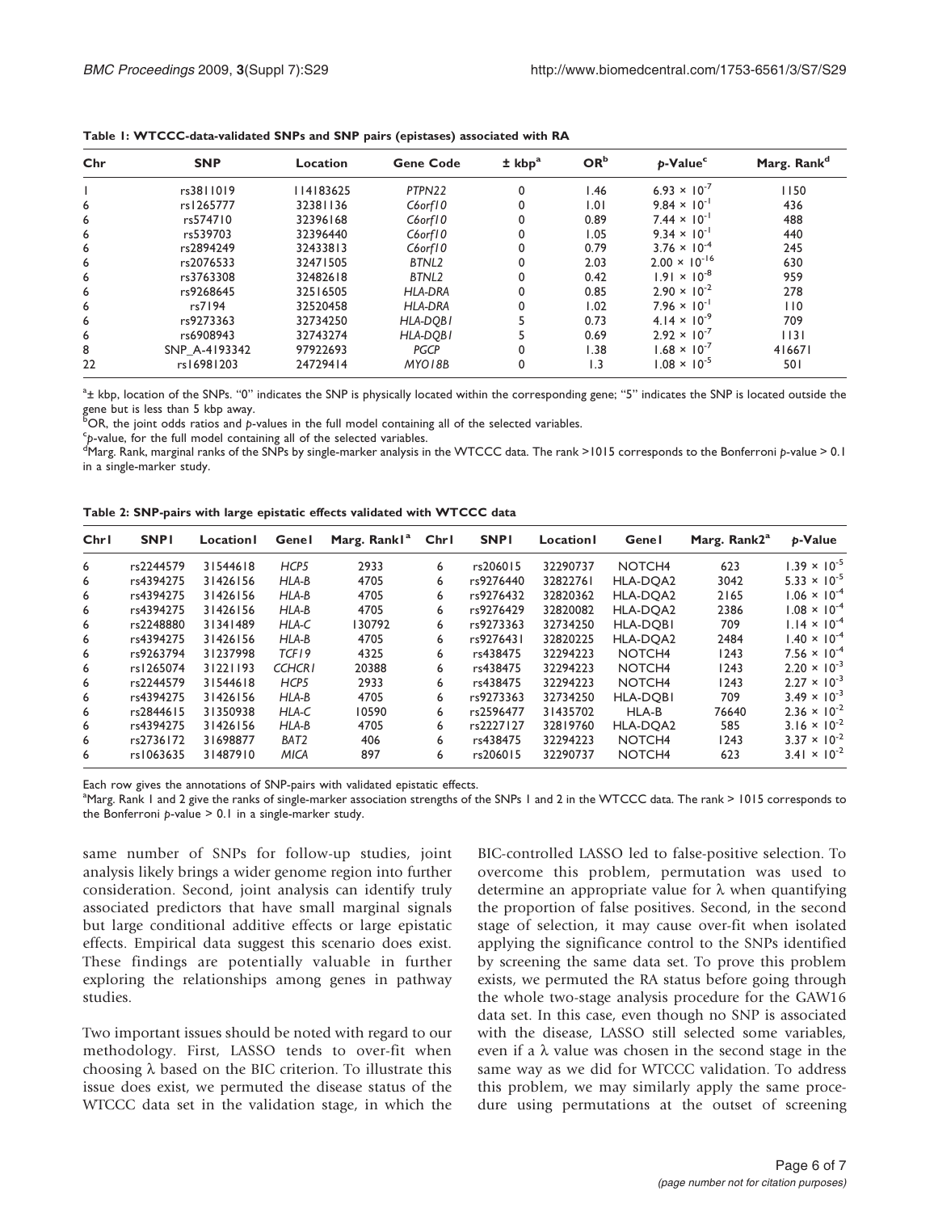**Table 1: WTCCC-data-validated SNPs and SNP pairs (epistases) associated with RA**

| Chr | SNP | Location | Gene Code | ± kbp[a] | OR[b] | p-Value[c] | Marg. Rank[d] |
|---|---|---|---|---|---|---|---|
| 1 | rs3811019 | 114183625 | *PTPN22* | 0 | 1.46 | $6.93 \times 10^{-7}$ | 1150 |
| 6 | rs1265777 | 32381136 | *C6orf10* | 0 | 1.01 | $9.84 \times 10^{-1}$ | 436 |
| 6 | rs574710 | 32396168 | *C6orf10* | 0 | 0.89 | $7.44 \times 10^{-1}$ | 488 |
| 6 | rs539703 | 32396440 | *C6orf10* | 0 | 1.05 | $9.34 \times 10^{-1}$ | 440 |
| 6 | rs2894249 | 32433813 | *C6orf10* | 0 | 0.79 | $3.76 \times 10^{-4}$ | 245 |
| 6 | rs2076533 | 32471505 | *BTNL2* | 0 | 2.03 | $2.00 \times 10^{-16}$ | 630 |
| 6 | rs3763308 | 32482618 | *BTNL2* | 0 | 0.42 | $1.91 \times 10^{-8}$ | 959 |
| 6 | rs9268645 | 32516505 | *HLA-DRA* | 0 | 0.85 | $2.90 \times 10^{-2}$ | 278 |
| 6 | rs7194 | 32520458 | *HLA-DRA* | 0 | 1.02 | $7.96 \times 10^{-1}$ | 110 |
| 6 | rs9273363 | 32734250 | *HLA-DQB1* | 5 | 0.73 | $4.14 \times 10^{-9}$ | 709 |
| 6 | rs6908943 | 32743274 | *HLA-DQB1* | 5 | 0.69 | $2.92 \times 10^{-7}$ | 1131 |
| 8 | SNP_A-4193342 | 97922693 | *PGCP* | 0 | 1.38 | $1.68 \times 10^{-7}$ | 416671 |
| 22 | rs16981203 | 24729414 | *MYO18B* | 0 | 1.3 | $1.08 \times 10^{-5}$ | 501 |

[a]± kbp, location of the SNPs. "0" indicates the SNP is physically located within the corresponding gene; "5" indicates the SNP is located outside the gene but is less than 5 kbp away.
[b]OR, the joint odds ratios and *p*-values in the full model containing all of the selected variables.
[c]*p*-value, for the full model containing all of the selected variables.
[d]Marg. Rank, marginal ranks of the SNPs by single-marker analysis in the WTCCC data. The rank >1015 corresponds to the Bonferroni *p*-value > 0.1 in a single-marker study.

**Table 2: SNP-pairs with large epistatic effects validated with WTCCC data**

| Chr1 | SNP1 | Location1 | Gene1 | Marg. Rank1[a] | Chr1 | SNP1 | Location1 | Gene1 | Marg. Rank2[a] | p-Value |
|---|---|---|---|---|---|---|---|---|---|---|
| 6 | rs2244579 | 31544618 | *HCP5* | 2933 | 6 | rs206015 | 32290737 | NOTCH4 | 623 | $1.39 \times 10^{-5}$ |
| 6 | rs4394275 | 31426156 | *HLA-B* | 4705 | 6 | rs9276440 | 32822761 | HLA-DQA2 | 3042 | $5.33 \times 10^{-5}$ |
| 6 | rs4394275 | 31426156 | *HLA-B* | 4705 | 6 | rs9276432 | 32820362 | HLA-DQA2 | 2165 | $1.06 \times 10^{-4}$ |
| 6 | rs4394275 | 31426156 | *HLA-B* | 4705 | 6 | rs9276429 | 32820082 | HLA-DQA2 | 2386 | $1.08 \times 10^{-4}$ |
| 6 | rs2248880 | 31341489 | *HLA-C* | 130792 | 6 | rs9273363 | 32734250 | HLA-DQB1 | 709 | $1.14 \times 10^{-4}$ |
| 6 | rs4394275 | 31426156 | *HLA-B* | 4705 | 6 | rs9276431 | 32820225 | HLA-DQA2 | 2484 | $1.40 \times 10^{-4}$ |
| 6 | rs9263794 | 31237998 | *TCF19* | 4325 | 6 | rs438475 | 32294223 | NOTCH4 | 1243 | $7.56 \times 10^{-4}$ |
| 6 | rs1265074 | 31221193 | *CCHCR1* | 20388 | 6 | rs438475 | 32294223 | NOTCH4 | 1243 | $2.20 \times 10^{-3}$ |
| 6 | rs2244579 | 31544618 | *HCP5* | 2933 | 6 | rs438475 | 32294223 | NOTCH4 | 1243 | $2.27 \times 10^{-3}$ |
| 6 | rs4394275 | 31426156 | *HLA-B* | 4705 | 6 | rs9273363 | 32734250 | HLA-DQB1 | 709 | $3.49 \times 10^{-3}$ |
| 6 | rs2844615 | 31350938 | *HLA-C* | 10590 | 6 | rs2596477 | 31435702 | HLA-B | 76640 | $2.36 \times 10^{-2}$ |
| 6 | rs4394275 | 31426156 | *HLA-B* | 4705 | 6 | rs2227127 | 32819760 | HLA-DQA2 | 585 | $3.16 \times 10^{-2}$ |
| 6 | rs2736172 | 31698877 | *BAT2* | 406 | 6 | rs438475 | 32294223 | NOTCH4 | 1243 | $3.37 \times 10^{-2}$ |
| 6 | rs1063635 | 31487910 | *MICA* | 897 | 6 | rs206015 | 32290737 | NOTCH4 | 623 | $3.41 \times 10^{-2}$ |

Each row gives the annotations of SNP-pairs with validated epistatic effects.
[a]Marg. Rank 1 and 2 give the ranks of single-marker association strengths of the SNPs 1 and 2 in the WTCCC data. The rank > 1015 corresponds to the Bonferroni *p*-value > 0.1 in a single-marker study.

same number of SNPs for follow-up studies, joint analysis likely brings a wider genome region into further consideration. Second, joint analysis can identify truly associated predictors that have small marginal signals but large conditional additive effects or large epistatic effects. Empirical data suggest this scenario does exist. These findings are potentially valuable in further exploring the relationships among genes in pathway studies.

Two important issues should be noted with regard to our methodology. First, LASSO tends to over-fit when choosing $\lambda$ based on the BIC criterion. To illustrate this issue does exist, we permuted the disease status of the WTCCC data set in the validation stage, in which the BIC-controlled LASSO led to false-positive selection. To overcome this problem, permutation was used to determine an appropriate value for $\lambda$ when quantifying the proportion of false positives. Second, in the second stage of selection, it may cause over-fit when isolated applying the significance control to the SNPs identified by screening the same data set. To prove this problem exists, we permuted the RA status before going through the whole two-stage analysis procedure for the GAW16 data set. In this case, even though no SNP is associated with the disease, LASSO still selected some variables, even if a $\lambda$ value was chosen in the second stage in the same way as we did for WTCCC validation. To address this problem, we may similarly apply the same procedure using permutations at the outset of screening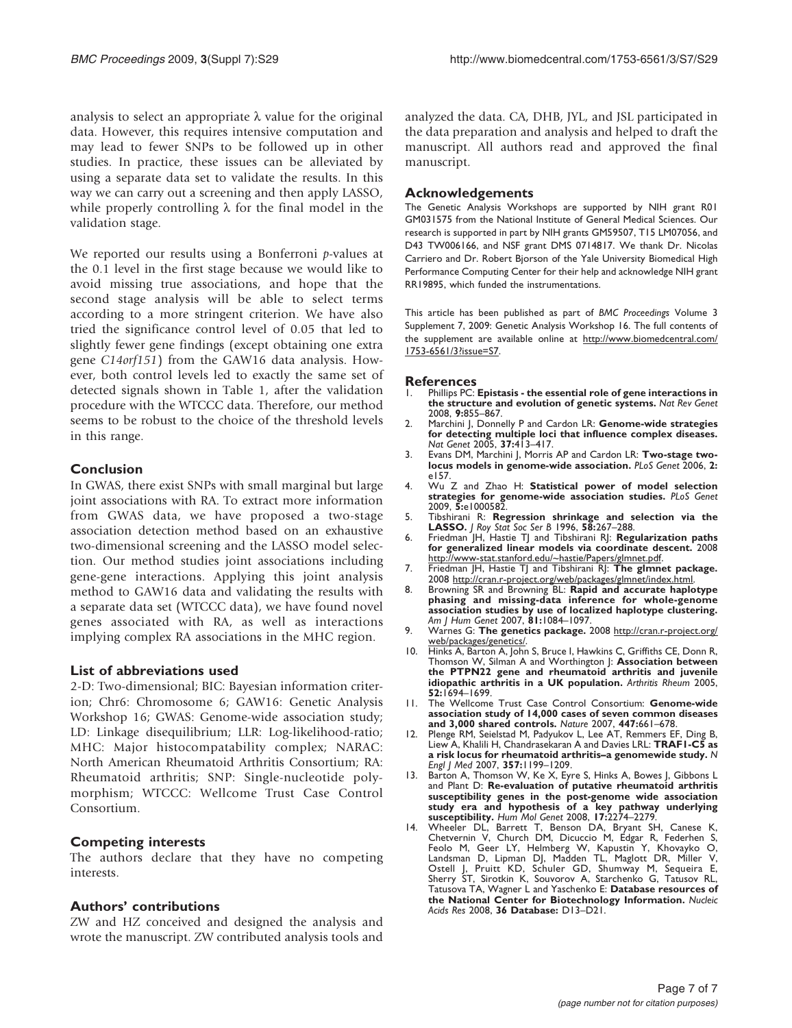analysis to select an appropriate λ value for the original data. However, this requires intensive computation and may lead to fewer SNPs to be followed up in other studies. In practice, these issues can be alleviated by using a separate data set to validate the results. In this way we can carry out a screening and then apply LASSO, while properly controlling λ for the final model in the validation stage.

We reported our results using a Bonferroni *p*-values at the 0.1 level in the first stage because we would like to avoid missing true associations, and hope that the second stage analysis will be able to select terms according to a more stringent criterion. We have also tried the significance control level of 0.05 that led to slightly fewer gene findings (except obtaining one extra gene *C14orf151*) from the GAW16 data analysis. However, both control levels led to exactly the same set of detected signals shown in Table 1, after the validation procedure with the WTCCC data. Therefore, our method seems to be robust to the choice of the threshold levels in this range.

## Conclusion

In GWAS, there exist SNPs with small marginal but large joint associations with RA. To extract more information from GWAS data, we have proposed a two-stage association detection method based on an exhaustive two-dimensional screening and the LASSO model selection. Our method studies joint associations including gene-gene interactions. Applying this joint analysis method to GAW16 data and validating the results with a separate data set (WTCCC data), we have found novel genes associated with RA, as well as interactions implying complex RA associations in the MHC region.

## List of abbreviations used

2-D: Two-dimensional; BIC: Bayesian information criterion; Chr6: Chromosome 6; GAW16: Genetic Analysis Workshop 16; GWAS: Genome-wide association study; LD: Linkage disequilibrium; LLR: Log-likelihood-ratio; MHC: Major histocompatability complex; NARAC: North American Rheumatoid Arthritis Consortium; RA: Rheumatoid arthritis; SNP: Single-nucleotide polymorphism; WTCCC: Wellcome Trust Case Control Consortium.

## Competing interests

The authors declare that they have no competing interests.

## Authors' contributions

ZW and HZ conceived and designed the analysis and wrote the manuscript. ZW contributed analysis tools and analyzed the data. CA, DHB, JYL, and JSL participated in the data preparation and analysis and helped to draft the manuscript. All authors read and approved the final manuscript.

## Acknowledgements

The Genetic Analysis Workshops are supported by NIH grant R01 GM031575 from the National Institute of General Medical Sciences. Our research is supported in part by NIH grants GM59507, T15 LM07056, and D43 TW006166, and NSF grant DMS 0714817. We thank Dr. Nicolas Carriero and Dr. Robert Bjorson of the Yale University Biomedical High Performance Computing Center for their help and acknowledge NIH grant RR19895, which funded the instrumentations.

This article has been published as part of *BMC Proceedings* Volume 3 Supplement 7, 2009: Genetic Analysis Workshop 16. The full contents of the supplement are available online at http://www.biomedcentral.com/1753-6561/3?issue=S7.

## References

1. Phillips PC: **Epistasis - the essential role of gene interactions in the structure and evolution of genetic systems.** *Nat Rev Genet* 2008, **9:**855–867.
2. Marchini J, Donnelly P and Cardon LR: **Genome-wide strategies for detecting multiple loci that influence complex diseases.** *Nat Genet* 2005, **37:**413–417.
3. Evans DM, Marchini J, Morris AP and Cardon LR: **Two-stage two-locus models in genome-wide association.** *PLoS Genet* 2006, **2:** e157.
4. Wu Z and Zhao H: **Statistical power of model selection strategies for genome-wide association studies.** *PLoS Genet* 2009, **5:**e1000582.
5. Tibshirani R: **Regression shrinkage and selection via the LASSO.** *J Roy Stat Soc Ser B* 1996, **58:**267–288.
6. Friedman JH, Hastie TJ and Tibshirani RJ: **Regularization paths for generalized linear models via coordinate descent.** 2008 http://www-stat.stanford.edu/~hastie/Papers/glmnet.pdf.
7. Friedman JH, Hastie TJ and Tibshirani RJ: **The glmnet package.** 2008 http://cran.r-project.org/web/packages/glmnet/index.html.
8. Browning SR and Browning BL: **Rapid and accurate haplotype phasing and missing-data inference for whole-genome association studies by use of localized haplotype clustering.** *Am J Hum Genet* 2007, **81:**1084–1097.
9. Warnes G: **The genetics package.** 2008 http://cran.r-project.org/web/packages/genetics/.
10. Hinks A, Barton A, John S, Bruce I, Hawkins C, Griffiths CE, Donn R, Thomson W, Silman A and Worthington J: **Association between the PTPN22 gene and rheumatoid arthritis and juvenile idiopathic arthritis in a UK population.** *Arthritis Rheum* 2005, **52:**1694–1699.
11. The Wellcome Trust Case Control Consortium: **Genome-wide association study of 14,000 cases of seven common diseases and 3,000 shared controls.** *Nature* 2007, **447:**661–678.
12. Plenge RM, Seielstad M, Padyukov L, Lee AT, Remmers EF, Ding B, Liew A, Khalili H, Chandrasekaran A and Davies LRL: **TRAF1-C5 as a risk locus for rheumatoid arthritis–a genomewide study.** *N Engl J Med* 2007, **357:**1199–1209.
13. Barton A, Thomson W, Ke X, Eyre S, Hinks A, Bowes J, Gibbons L and Plant D: **Re-evaluation of putative rheumatoid arthritis susceptibility genes in the post-genome wide association study era and hypothesis of a key pathway underlying susceptibility.** *Hum Mol Genet* 2008, **17:**2274–2279.
14. Wheeler DL, Barrett T, Benson DA, Bryant SH, Canese K, Chetvernin V, Church DM, Dicuccio M, Edgar R, Federhen S, Feolo M, Geer LY, Helmberg W, Kapustin Y, Khovayko O, Landsman D, Lipman DJ, Madden TL, Maglott DR, Miller V, Ostell J, Pruitt KD, Schuler GD, Shumway M, Sequeira E, Sherry ST, Sirotkin K, Souvorov A, Starchenko G, Tatusov RL, Tatusova TA, Wagner L and Yaschenko E: **Database resources of the National Center for Biotechnology Information.** *Nucleic Acids Res* 2008, **36 Database:** D13–D21.